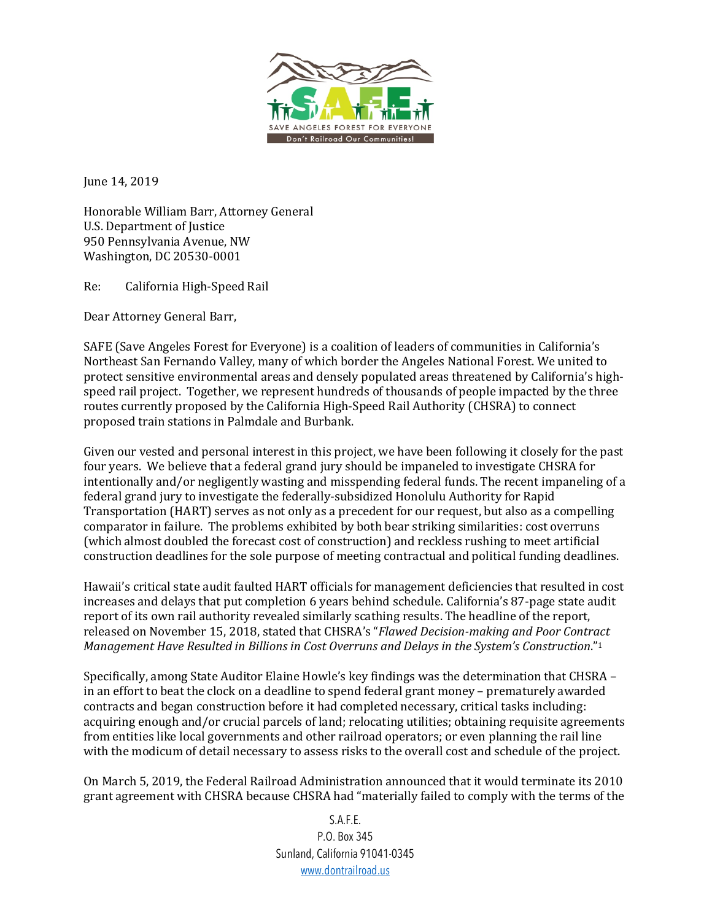SAVE ANGELES FOREST FOR EVERYONE

Don't Railroad Our Communities!

June 14, 2019

Honorable William Barr, Attorney General
U.S. Department of Justice
950 Pennsylvania Avenue, NW
Washington, DC 20530-0001

Re: California High-Speed Rail

Dear Attorney General Barr,

SAFE (Save Angeles Forest for Everyone) is a coalition of leaders of communities in California's Northeast San Fernando Valley, many of which border the Angeles National Forest. We united to protect sensitive environmental areas and densely populated areas threatened by California's high-speed rail project. Together, we represent hundreds of thousands of people impacted by the three routes currently proposed by the California High-Speed Rail Authority (CHSRA) to connect proposed train stations in Palmdale and Burbank.

Given our vested and personal interest in this project, we have been following it closely for the past four years. We believe that a federal grand jury should be impaneled to investigate CHSRA for intentionally and/or negligently wasting and misspending federal funds. The recent impaneling of a federal grand jury to investigate the federally-subsidized Honolulu Authority for Rapid Transportation (HART) serves as not only as a precedent for our request, but also as a compelling comparator in failure. The problems exhibited by both bear striking similarities: cost overruns (which almost doubled the forecast cost of construction) and reckless rushing to meet artificial construction deadlines for the sole purpose of meeting contractual and political funding deadlines.

Hawaii's critical state audit faulted HART officials for management deficiencies that resulted in cost increases and delays that put completion 6 years behind schedule. California's 87-page state audit report of its own rail authority revealed similarly scathing results. The headline of the report, released on November 15, 2018, stated that CHSRA's "*Flawed Decision-making and Poor Contract Management Have Resulted in Billions in Cost Overruns and Delays in the System's Construction*."[1]

Specifically, among State Auditor Elaine Howle's key findings was the determination that CHSRA – in an effort to beat the clock on a deadline to spend federal grant money – prematurely awarded contracts and began construction before it had completed necessary, critical tasks including: acquiring enough and/or crucial parcels of land; relocating utilities; obtaining requisite agreements from entities like local governments and other railroad operators; or even planning the rail line with the modicum of detail necessary to assess risks to the overall cost and schedule of the project.

On March 5, 2019, the Federal Railroad Administration announced that it would terminate its 2010 grant agreement with CHSRA because CHSRA had "materially failed to comply with the terms of the

S.A.F.E.
P.O. Box 345
Sunland, California 91041-0345
www.dontrailroad.us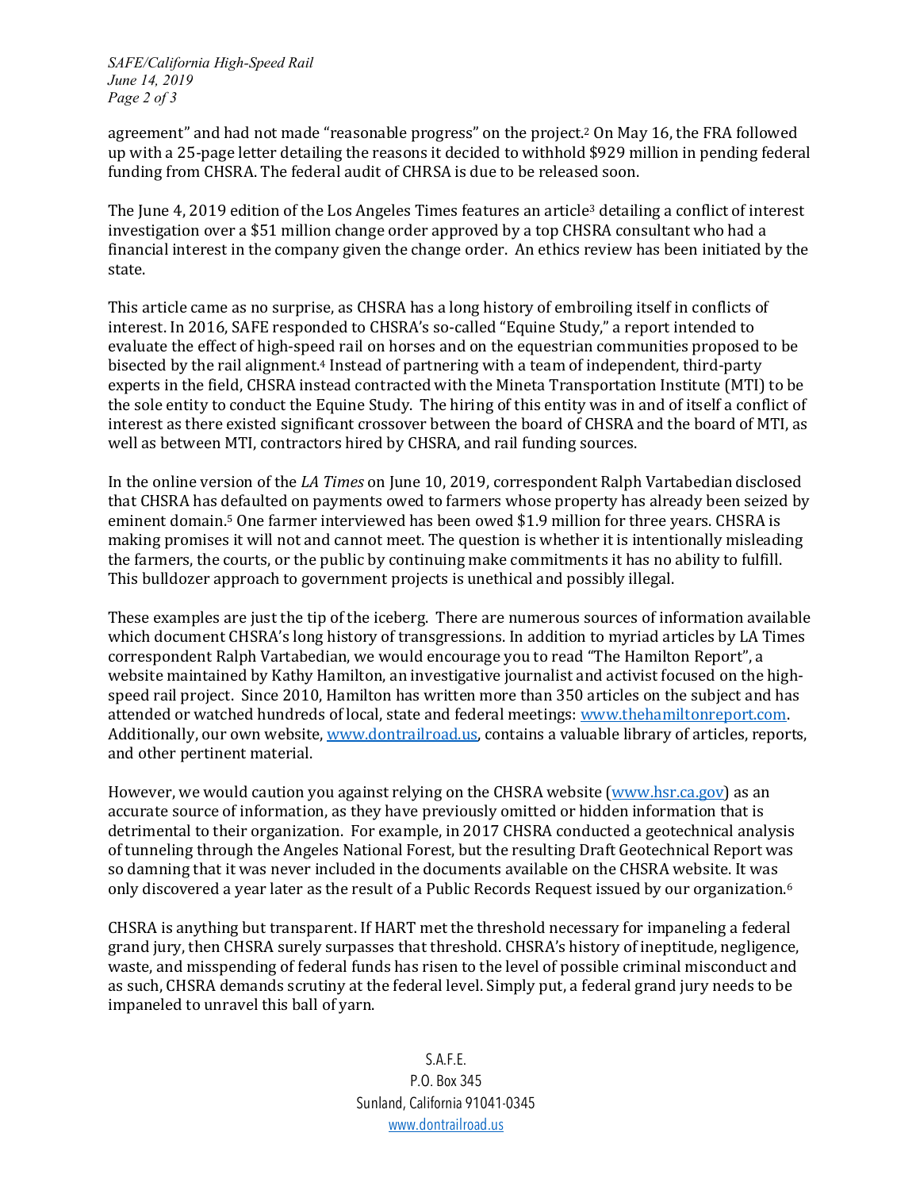agreement" and had not made "reasonable progress" on the project.[2] On May 16, the FRA followed up with a 25-page letter detailing the reasons it decided to withhold $929 million in pending federal funding from CHSRA. The federal audit of CHRSA is due to be released soon.

The June 4, 2019 edition of the Los Angeles Times features an article[3] detailing a conflict of interest investigation over a $51 million change order approved by a top CHSRA consultant who had a financial interest in the company given the change order. An ethics review has been initiated by the state.

This article came as no surprise, as CHSRA has a long history of embroiling itself in conflicts of interest. In 2016, SAFE responded to CHSRA's so-called "Equine Study," a report intended to evaluate the effect of high-speed rail on horses and on the equestrian communities proposed to be bisected by the rail alignment.[4] Instead of partnering with a team of independent, third-party experts in the field, CHSRA instead contracted with the Mineta Transportation Institute (MTI) to be the sole entity to conduct the Equine Study. The hiring of this entity was in and of itself a conflict of interest as there existed significant crossover between the board of CHSRA and the board of MTI, as well as between MTI, contractors hired by CHSRA, and rail funding sources.

In the online version of the *LA Times* on June 10, 2019, correspondent Ralph Vartabedian disclosed that CHSRA has defaulted on payments owed to farmers whose property has already been seized by eminent domain.[5] One farmer interviewed has been owed $1.9 million for three years. CHSRA is making promises it will not and cannot meet. The question is whether it is intentionally misleading the farmers, the courts, or the public by continuing make commitments it has no ability to fulfill. This bulldozer approach to government projects is unethical and possibly illegal.

These examples are just the tip of the iceberg. There are numerous sources of information available which document CHSRA's long history of transgressions. In addition to myriad articles by LA Times correspondent Ralph Vartabedian, we would encourage you to read "The Hamilton Report", a website maintained by Kathy Hamilton, an investigative journalist and activist focused on the high-speed rail project. Since 2010, Hamilton has written more than 350 articles on the subject and has attended or watched hundreds of local, state and federal meetings: www.thehamiltonreport.com. Additionally, our own website, www.dontrailroad.us, contains a valuable library of articles, reports, and other pertinent material.

However, we would caution you against relying on the CHSRA website (www.hsr.ca.gov) as an accurate source of information, as they have previously omitted or hidden information that is detrimental to their organization. For example, in 2017 CHSRA conducted a geotechnical analysis of tunneling through the Angeles National Forest, but the resulting Draft Geotechnical Report was so damning that it was never included in the documents available on the CHSRA website. It was only discovered a year later as the result of a Public Records Request issued by our organization.[6]

CHSRA is anything but transparent. If HART met the threshold necessary for impaneling a federal grand jury, then CHSRA surely surpasses that threshold. CHSRA's history of ineptitude, negligence, waste, and misspending of federal funds has risen to the level of possible criminal misconduct and as such, CHSRA demands scrutiny at the federal level. Simply put, a federal grand jury needs to be impaneled to unravel this ball of yarn.

S.A.F.E.
P.O. Box 345
Sunland, California 91041-0345
www.dontrailroad.us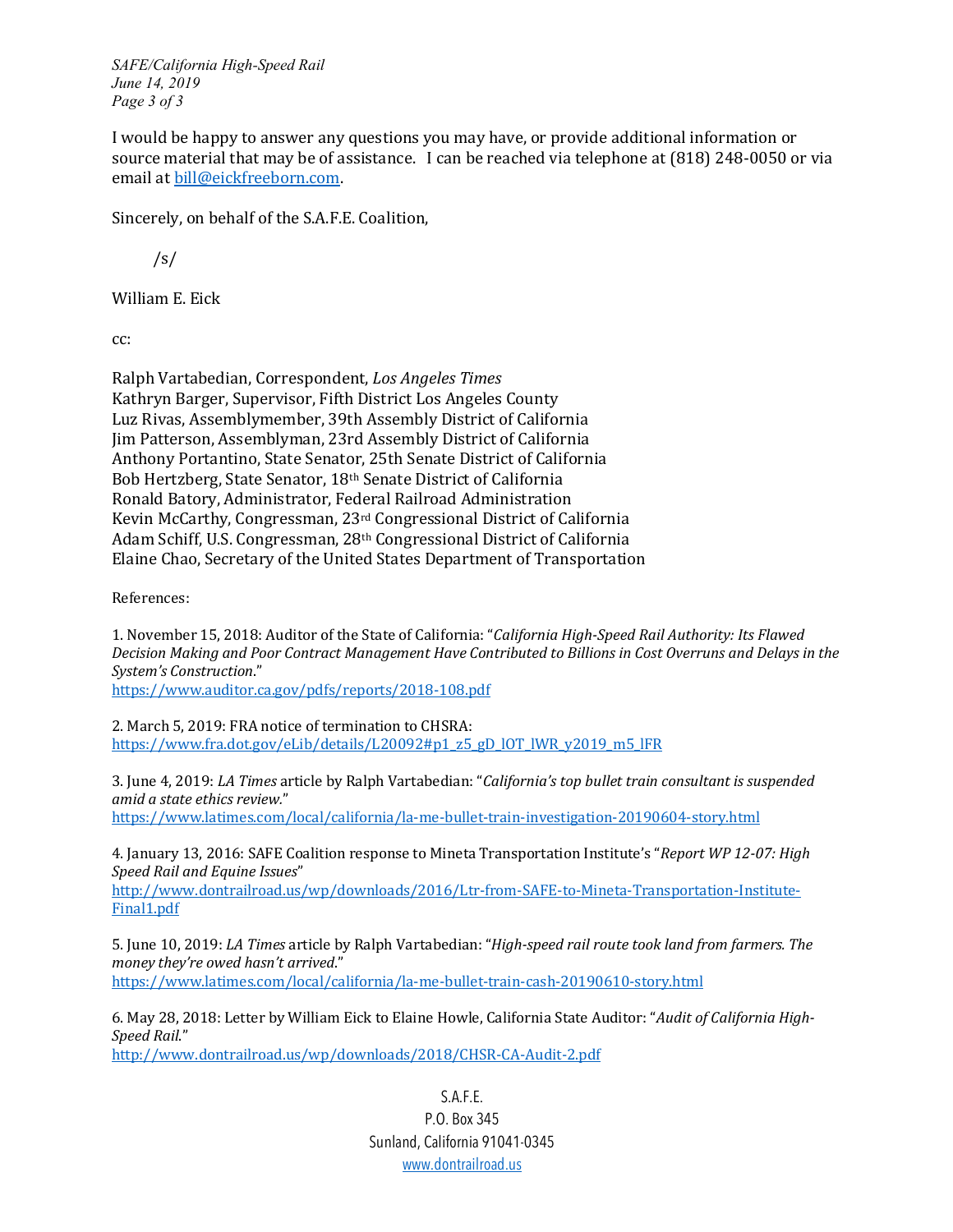I would be happy to answer any questions you may have, or provide additional information or source material that may be of assistance. I can be reached via telephone at (818) 248-0050 or via email at bill@eickfreeborn.com.

Sincerely, on behalf of the S.A.F.E. Coalition,

/s/

William E. Eick

cc:

Ralph Vartabedian, Correspondent, *Los Angeles Times*
Kathryn Barger, Supervisor, Fifth District Los Angeles County
Luz Rivas, Assemblymember, 39th Assembly District of California
Jim Patterson, Assemblyman, 23rd Assembly District of California
Anthony Portantino, State Senator, 25th Senate District of California
Bob Hertzberg, State Senator, 18th Senate District of California
Ronald Batory, Administrator, Federal Railroad Administration
Kevin McCarthy, Congressman, 23rd Congressional District of California
Adam Schiff, U.S. Congressman, 28th Congressional District of California
Elaine Chao, Secretary of the United States Department of Transportation

References:

1. November 15, 2018: Auditor of the State of California: "*California High-Speed Rail Authority: Its Flawed Decision Making and Poor Contract Management Have Contributed to Billions in Cost Overruns and Delays in the System's Construction*."
https://www.auditor.ca.gov/pdfs/reports/2018-108.pdf

2. March 5, 2019: FRA notice of termination to CHSRA:
https://www.fra.dot.gov/eLib/details/L20092#p1_z5_gD_lOT_lWR_y2019_m5_lFR

3. June 4, 2019: *LA Times* article by Ralph Vartabedian: "*California's top bullet train consultant is suspended amid a state ethics review.*"
https://www.latimes.com/local/california/la-me-bullet-train-investigation-20190604-story.html

4. January 13, 2016: SAFE Coalition response to Mineta Transportation Institute's "*Report WP 12-07: High Speed Rail and Equine Issues*"
http://www.dontrailroad.us/wp/downloads/2016/Ltr-from-SAFE-to-Mineta-Transportation-Institute-Final1.pdf

5. June 10, 2019: *LA Times* article by Ralph Vartabedian: "*High-speed rail route took land from farmers. The money they're owed hasn't arrived*."
https://www.latimes.com/local/california/la-me-bullet-train-cash-20190610-story.html

6. May 28, 2018: Letter by William Eick to Elaine Howle, California State Auditor: "*Audit of California High-Speed Rail*."
http://www.dontrailroad.us/wp/downloads/2018/CHSR-CA-Audit-2.pdf

S.A.F.E.
P.O. Box 345
Sunland, California 91041-0345
www.dontrailroad.us